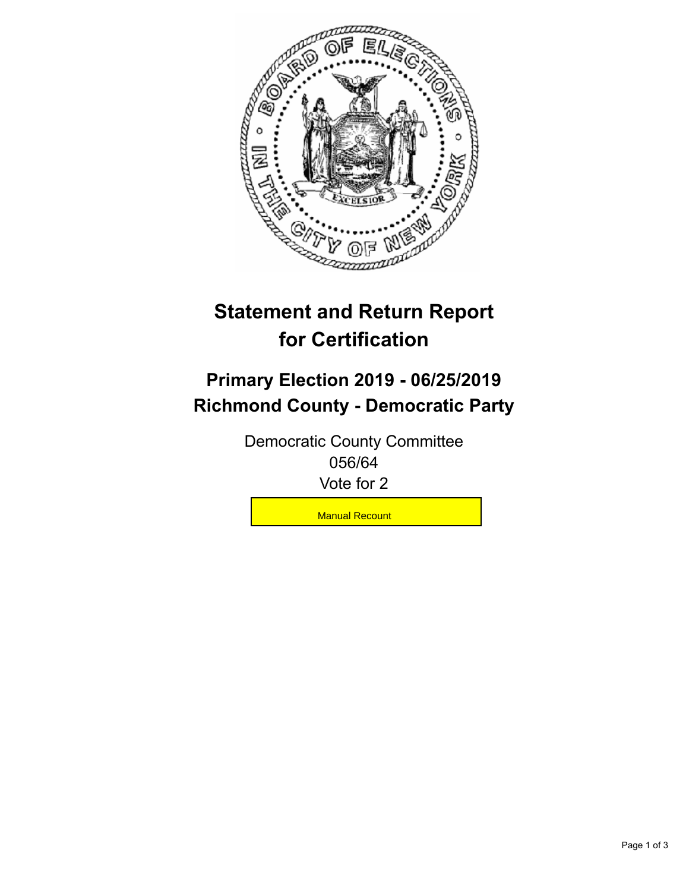# Statement and Return Report for Certification

## Primary Election 2019 - 06/25/2019
## Richmond County - Democratic Party

Democratic County Committee
056/64
Vote for 2

Manual Recount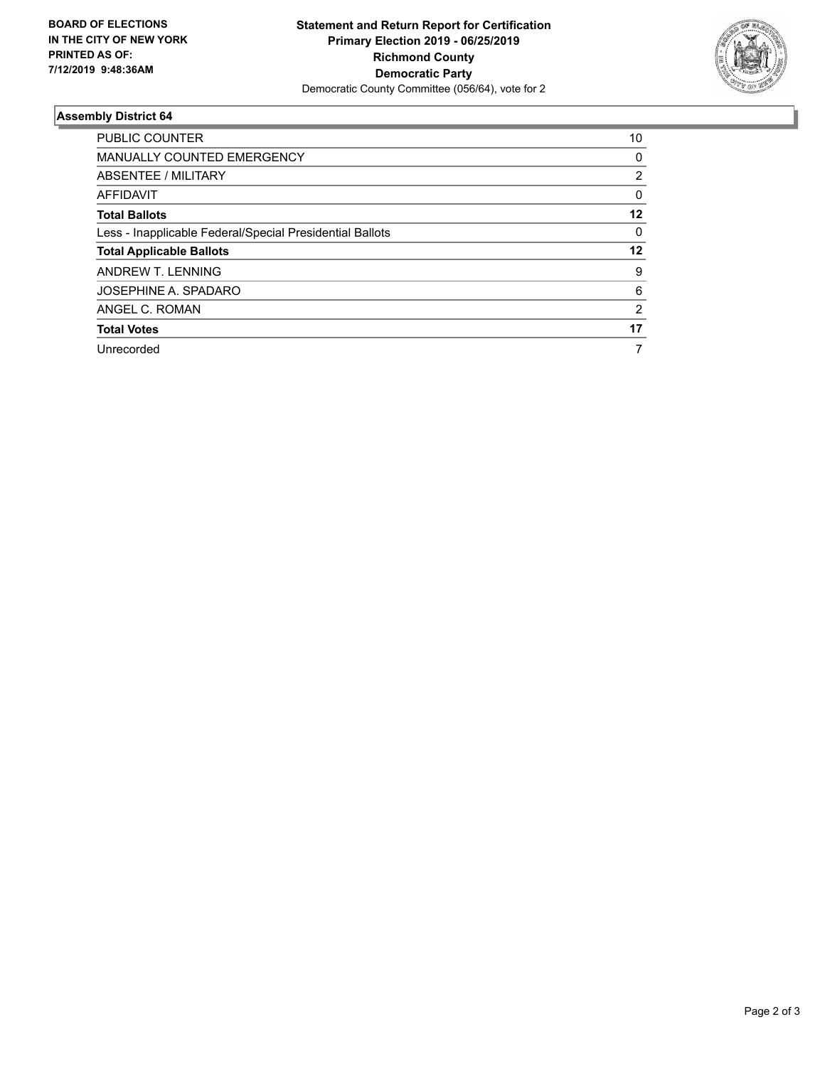**BOARD OF ELECTIONS IN THE CITY OF NEW YORK PRINTED AS OF: 7/12/2019 9:48:36AM**

**Statement and Return Report for Certification**
**Primary Election 2019 - 06/25/2019**
**Richmond County**
**Democratic Party**
Democratic County Committee (056/64), vote for 2

## Assembly District 64

| | |
|---|---|
| PUBLIC COUNTER | 10 |
| MANUALLY COUNTED EMERGENCY | 0 |
| ABSENTEE / MILITARY | 2 |
| AFFIDAVIT | 0 |
| **Total Ballots** | **12** |
| Less - Inapplicable Federal/Special Presidential Ballots | 0 |
| **Total Applicable Ballots** | **12** |
| ANDREW T. LENNING | 9 |
| JOSEPHINE A. SPADARO | 6 |
| ANGEL C. ROMAN | 2 |
| **Total Votes** | **17** |
| Unrecorded | 7 |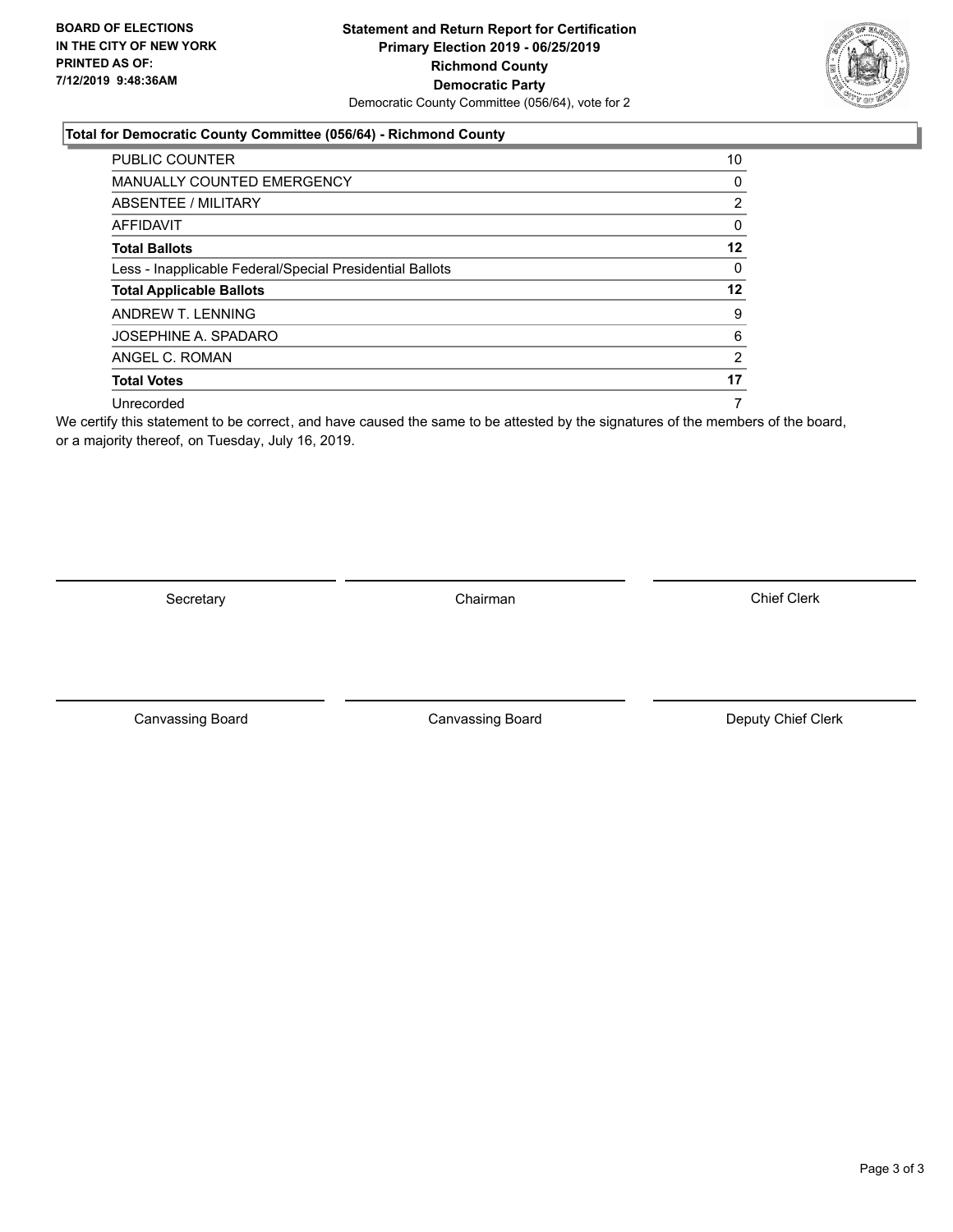**BOARD OF ELECTIONS IN THE CITY OF NEW YORK PRINTED AS OF: 7/12/2019 9:48:36AM**

**Statement and Return Report for Certification**
**Primary Election 2019 - 06/25/2019**
**Richmond County**
**Democratic Party**
Democratic County Committee (056/64), vote for 2

### Total for Democratic County Committee (056/64) - Richmond County

| | |
|---|---|
| PUBLIC COUNTER | 10 |
| MANUALLY COUNTED EMERGENCY | 0 |
| ABSENTEE / MILITARY | 2 |
| AFFIDAVIT | 0 |
| **Total Ballots** | **12** |
| Less - Inapplicable Federal/Special Presidential Ballots | 0 |
| **Total Applicable Ballots** | **12** |
| ANDREW T. LENNING | 9 |
| JOSEPHINE A. SPADARO | 6 |
| ANGEL C. ROMAN | 2 |
| **Total Votes** | **17** |
| Unrecorded | 7 |

We certify this statement to be correct, and have caused the same to be attested by the signatures of the members of the board, or a majority thereof, on Tuesday, July 16, 2019.

Secretary

Chairman

Chief Clerk

Canvassing Board

Canvassing Board

Deputy Chief Clerk